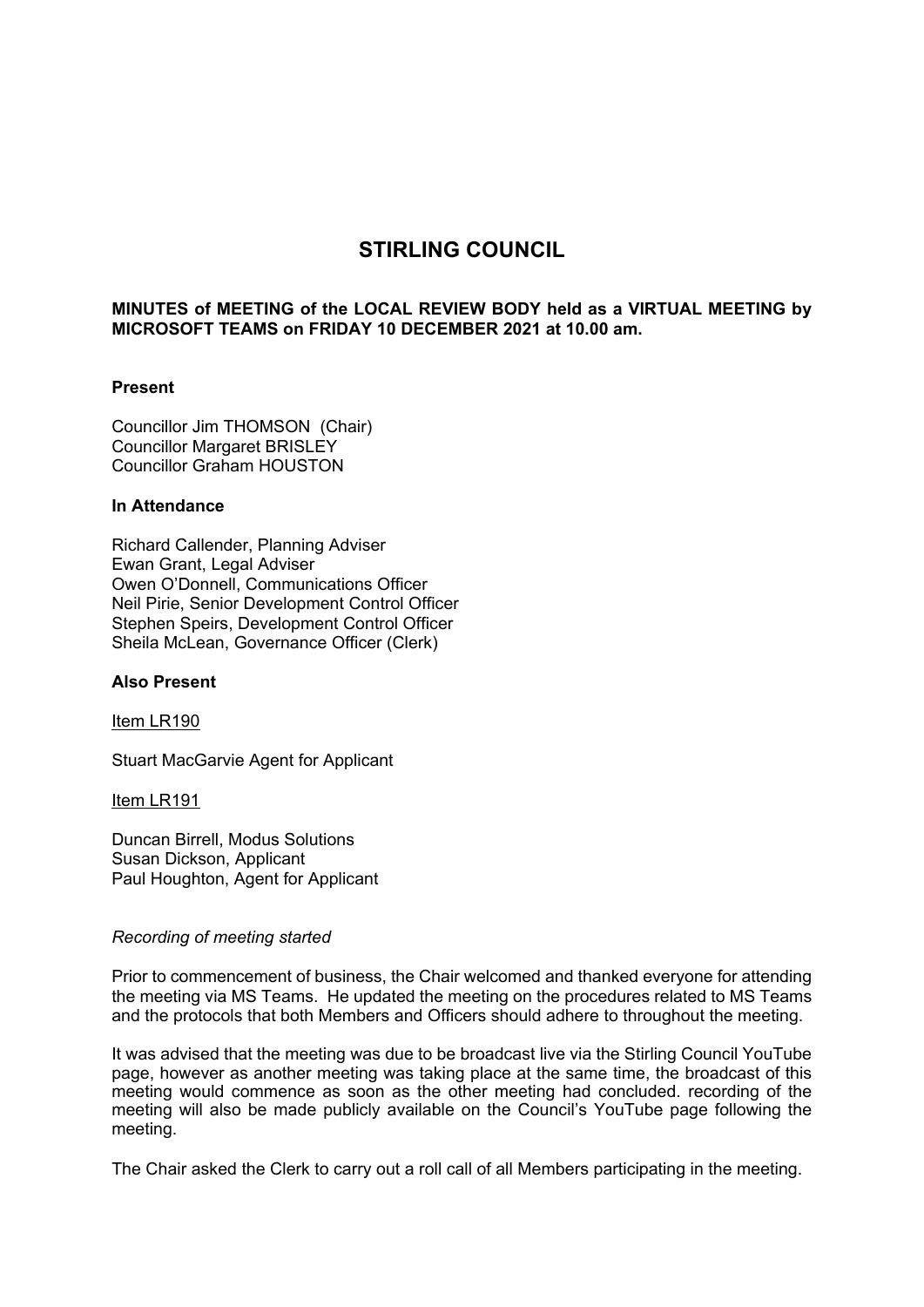# STIRLING COUNCIL

**MINUTES of MEETING of the LOCAL REVIEW BODY held as a VIRTUAL MEETING by MICROSOFT TEAMS on FRIDAY 10 DECEMBER 2021 at 10.00 am.**

**Present**

Councillor Jim THOMSON (Chair)
Councillor Margaret BRISLEY
Councillor Graham HOUSTON

**In Attendance**

Richard Callender, Planning Adviser
Ewan Grant, Legal Adviser
Owen O'Donnell, Communications Officer
Neil Pirie, Senior Development Control Officer
Stephen Speirs, Development Control Officer
Sheila McLean, Governance Officer (Clerk)

**Also Present**

Item LR190

Stuart MacGarvie Agent for Applicant

Item LR191

Duncan Birrell, Modus Solutions
Susan Dickson, Applicant
Paul Houghton, Agent for Applicant

*Recording of meeting started*

Prior to commencement of business, the Chair welcomed and thanked everyone for attending the meeting via MS Teams. He updated the meeting on the procedures related to MS Teams and the protocols that both Members and Officers should adhere to throughout the meeting.

It was advised that the meeting was due to be broadcast live via the Stirling Council YouTube page, however as another meeting was taking place at the same time, the broadcast of this meeting would commence as soon as the other meeting had concluded. recording of the meeting will also be made publicly available on the Council's YouTube page following the meeting.

The Chair asked the Clerk to carry out a roll call of all Members participating in the meeting.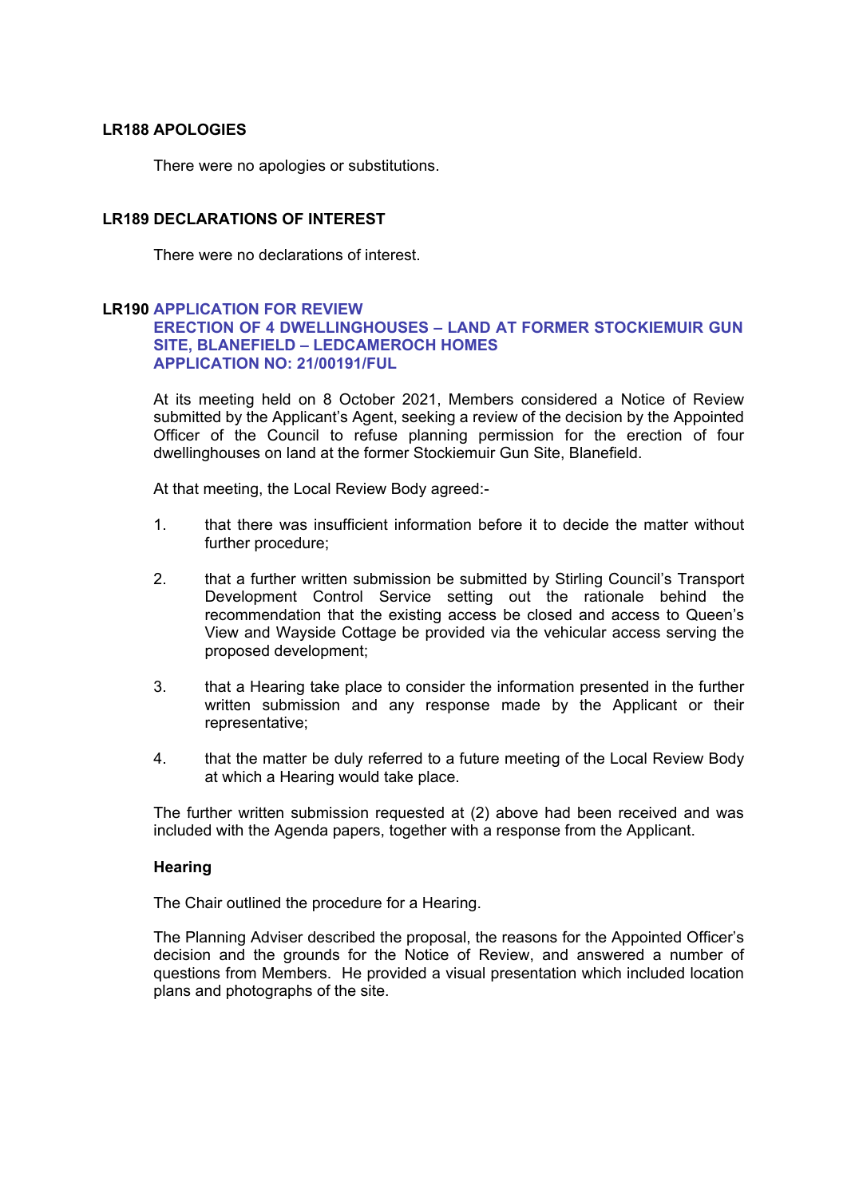## LR188 APOLOGIES

There were no apologies or substitutions.

## LR189 DECLARATIONS OF INTEREST

There were no declarations of interest.

## LR190 APPLICATION FOR REVIEW
### ERECTION OF 4 DWELLINGHOUSES – LAND AT FORMER STOCKIEMUIR GUN SITE, BLANEFIELD – LEDCAMEROCH HOMES
### APPLICATION NO: 21/00191/FUL

At its meeting held on 8 October 2021, Members considered a Notice of Review submitted by the Applicant's Agent, seeking a review of the decision by the Appointed Officer of the Council to refuse planning permission for the erection of four dwellinghouses on land at the former Stockiemuir Gun Site, Blanefield.

At that meeting, the Local Review Body agreed:-

1. that there was insufficient information before it to decide the matter without further procedure;

2. that a further written submission be submitted by Stirling Council's Transport Development Control Service setting out the rationale behind the recommendation that the existing access be closed and access to Queen's View and Wayside Cottage be provided via the vehicular access serving the proposed development;

3. that a Hearing take place to consider the information presented in the further written submission and any response made by the Applicant or their representative;

4. that the matter be duly referred to a future meeting of the Local Review Body at which a Hearing would take place.

The further written submission requested at (2) above had been received and was included with the Agenda papers, together with a response from the Applicant.

**Hearing**

The Chair outlined the procedure for a Hearing.

The Planning Adviser described the proposal, the reasons for the Appointed Officer's decision and the grounds for the Notice of Review, and answered a number of questions from Members. He provided a visual presentation which included location plans and photographs of the site.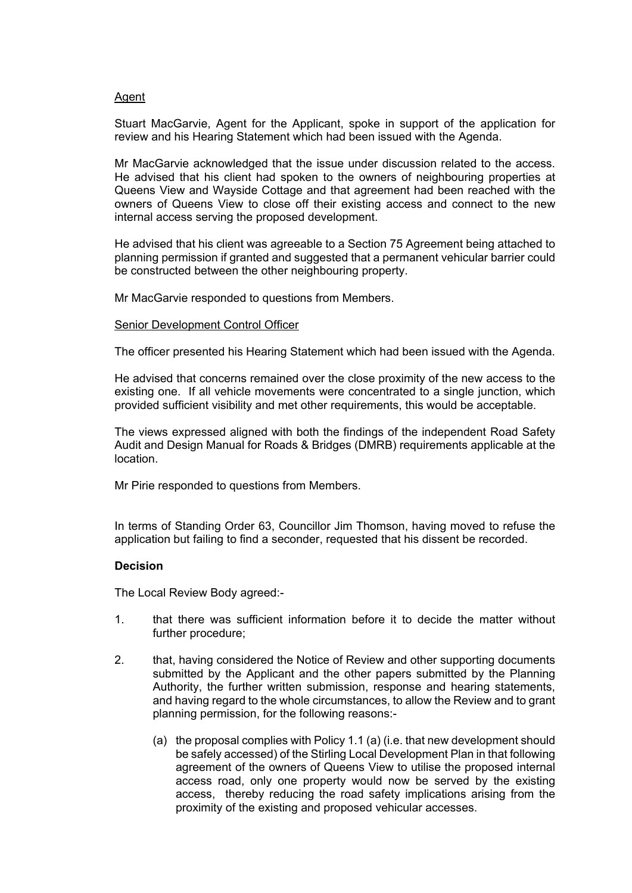Agent

Stuart MacGarvie, Agent for the Applicant, spoke in support of the application for review and his Hearing Statement which had been issued with the Agenda.

Mr MacGarvie acknowledged that the issue under discussion related to the access. He advised that his client had spoken to the owners of neighbouring properties at Queens View and Wayside Cottage and that agreement had been reached with the owners of Queens View to close off their existing access and connect to the new internal access serving the proposed development.

He advised that his client was agreeable to a Section 75 Agreement being attached to planning permission if granted and suggested that a permanent vehicular barrier could be constructed between the other neighbouring property.

Mr MacGarvie responded to questions from Members.

Senior Development Control Officer

The officer presented his Hearing Statement which had been issued with the Agenda.

He advised that concerns remained over the close proximity of the new access to the existing one. If all vehicle movements were concentrated to a single junction, which provided sufficient visibility and met other requirements, this would be acceptable.

The views expressed aligned with both the findings of the independent Road Safety Audit and Design Manual for Roads & Bridges (DMRB) requirements applicable at the location.

Mr Pirie responded to questions from Members.

In terms of Standing Order 63, Councillor Jim Thomson, having moved to refuse the application but failing to find a seconder, requested that his dissent be recorded.

**Decision**

The Local Review Body agreed:-

1. that there was sufficient information before it to decide the matter without further procedure;

2. that, having considered the Notice of Review and other supporting documents submitted by the Applicant and the other papers submitted by the Planning Authority, the further written submission, response and hearing statements, and having regard to the whole circumstances, to allow the Review and to grant planning permission, for the following reasons:-

   (a) the proposal complies with Policy 1.1 (a) (i.e. that new development should be safely accessed) of the Stirling Local Development Plan in that following agreement of the owners of Queens View to utilise the proposed internal access road, only one property would now be served by the existing access, thereby reducing the road safety implications arising from the proximity of the existing and proposed vehicular accesses.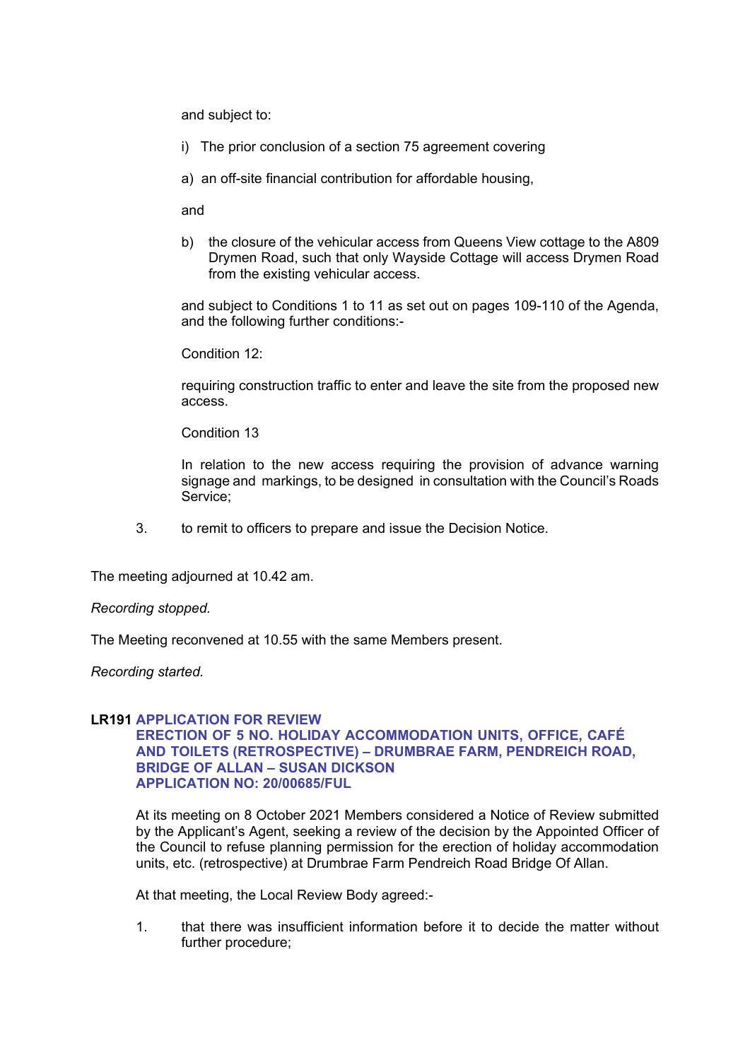and subject to:

i) The prior conclusion of a section 75 agreement covering

a) an off-site financial contribution for affordable housing,

and

b) the closure of the vehicular access from Queens View cottage to the A809 Drymen Road, such that only Wayside Cottage will access Drymen Road from the existing vehicular access.

and subject to Conditions 1 to 11 as set out on pages 109-110 of the Agenda, and the following further conditions:-

Condition 12:

requiring construction traffic to enter and leave the site from the proposed new access.

Condition 13

In relation to the new access requiring the provision of advance warning signage and markings, to be designed in consultation with the Council's Roads Service;

3. to remit to officers to prepare and issue the Decision Notice.

The meeting adjourned at 10.42 am.

*Recording stopped.*

The Meeting reconvened at 10.55 with the same Members present.

*Recording started.*

**LR191 APPLICATION FOR REVIEW**
**ERECTION OF 5 NO. HOLIDAY ACCOMMODATION UNITS, OFFICE, CAFÉ AND TOILETS (RETROSPECTIVE) – DRUMBRAE FARM, PENDREICH ROAD, BRIDGE OF ALLAN – SUSAN DICKSON**
**APPLICATION NO: 20/00685/FUL**

At its meeting on 8 October 2021 Members considered a Notice of Review submitted by the Applicant's Agent, seeking a review of the decision by the Appointed Officer of the Council to refuse planning permission for the erection of holiday accommodation units, etc. (retrospective) at Drumbrae Farm Pendreich Road Bridge Of Allan.

At that meeting, the Local Review Body agreed:-

1. that there was insufficient information before it to decide the matter without further procedure;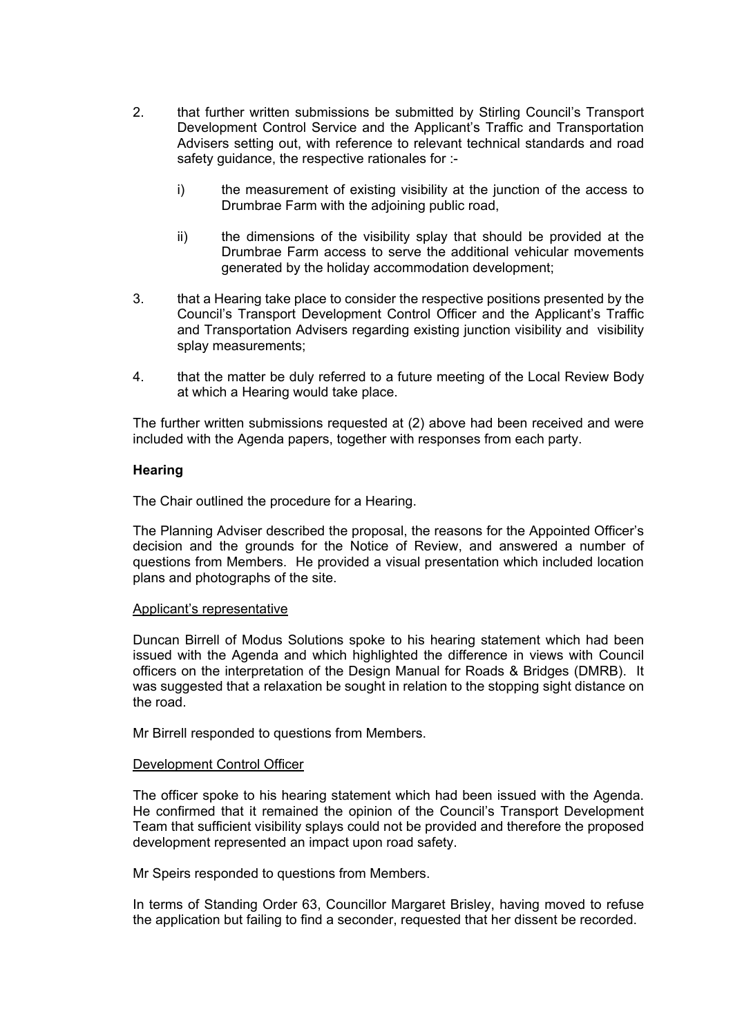2. that further written submissions be submitted by Stirling Council's Transport Development Control Service and the Applicant's Traffic and Transportation Advisers setting out, with reference to relevant technical standards and road safety guidance, the respective rationales for :-

   i) the measurement of existing visibility at the junction of the access to Drumbrae Farm with the adjoining public road,

   ii) the dimensions of the visibility splay that should be provided at the Drumbrae Farm access to serve the additional vehicular movements generated by the holiday accommodation development;

3. that a Hearing take place to consider the respective positions presented by the Council's Transport Development Control Officer and the Applicant's Traffic and Transportation Advisers regarding existing junction visibility and visibility splay measurements;

4. that the matter be duly referred to a future meeting of the Local Review Body at which a Hearing would take place.

The further written submissions requested at (2) above had been received and were included with the Agenda papers, together with responses from each party.

**Hearing**

The Chair outlined the procedure for a Hearing.

The Planning Adviser described the proposal, the reasons for the Appointed Officer's decision and the grounds for the Notice of Review, and answered a number of questions from Members. He provided a visual presentation which included location plans and photographs of the site.

Applicant's representative

Duncan Birrell of Modus Solutions spoke to his hearing statement which had been issued with the Agenda and which highlighted the difference in views with Council officers on the interpretation of the Design Manual for Roads & Bridges (DMRB). It was suggested that a relaxation be sought in relation to the stopping sight distance on the road.

Mr Birrell responded to questions from Members.

Development Control Officer

The officer spoke to his hearing statement which had been issued with the Agenda. He confirmed that it remained the opinion of the Council's Transport Development Team that sufficient visibility splays could not be provided and therefore the proposed development represented an impact upon road safety.

Mr Speirs responded to questions from Members.

In terms of Standing Order 63, Councillor Margaret Brisley, having moved to refuse the application but failing to find a seconder, requested that her dissent be recorded.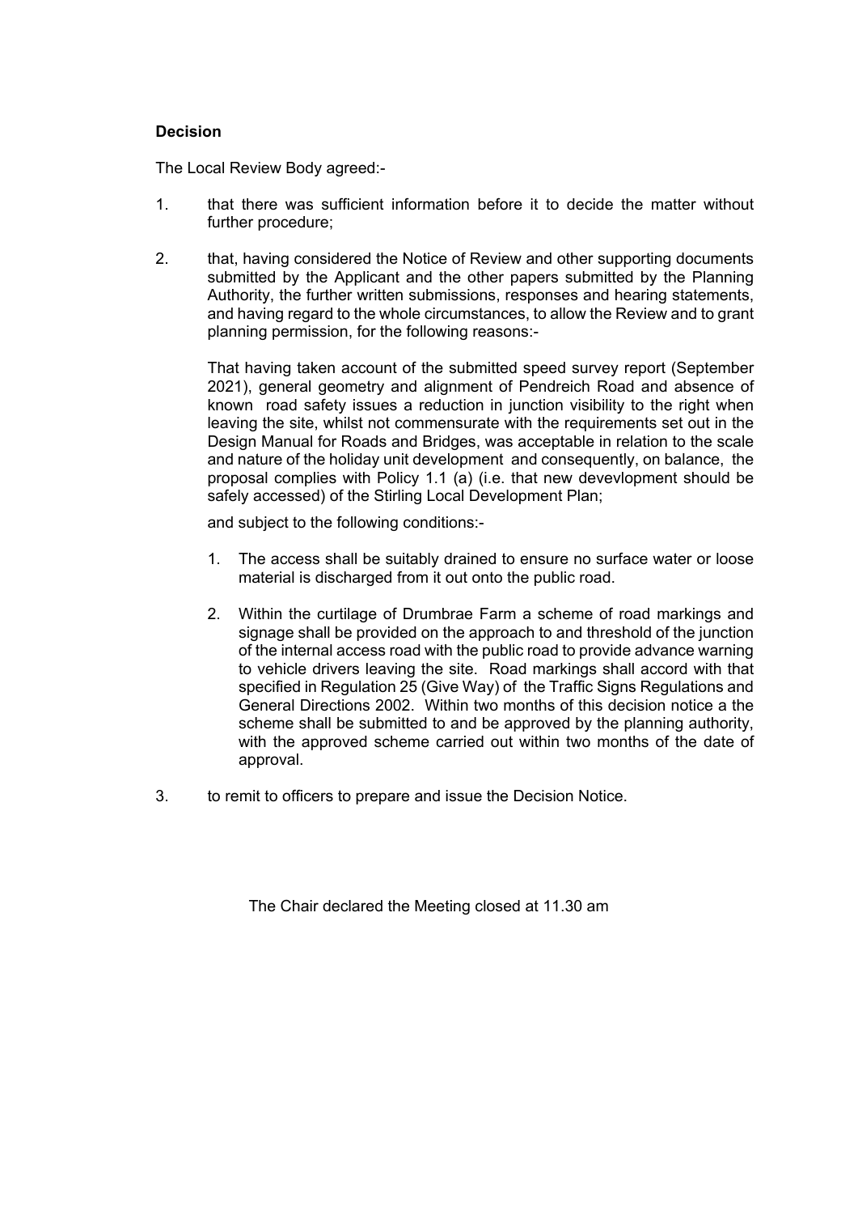**Decision**

The Local Review Body agreed:-

1. that there was sufficient information before it to decide the matter without further procedure;

2. that, having considered the Notice of Review and other supporting documents submitted by the Applicant and the other papers submitted by the Planning Authority, the further written submissions, responses and hearing statements, and having regard to the whole circumstances, to allow the Review and to grant planning permission, for the following reasons:-

   That having taken account of the submitted speed survey report (September 2021), general geometry and alignment of Pendreich Road and absence of known road safety issues a reduction in junction visibility to the right when leaving the site, whilst not commensurate with the requirements set out in the Design Manual for Roads and Bridges, was acceptable in relation to the scale and nature of the holiday unit development and consequently, on balance, the proposal complies with Policy 1.1 (a) (i.e. that new devevlopment should be safely accessed) of the Stirling Local Development Plan;

   and subject to the following conditions:-

   1. The access shall be suitably drained to ensure no surface water or loose material is discharged from it out onto the public road.

   2. Within the curtilage of Drumbrae Farm a scheme of road markings and signage shall be provided on the approach to and threshold of the junction of the internal access road with the public road to provide advance warning to vehicle drivers leaving the site. Road markings shall accord with that specified in Regulation 25 (Give Way) of the Traffic Signs Regulations and General Directions 2002. Within two months of this decision notice a the scheme shall be submitted to and be approved by the planning authority, with the approved scheme carried out within two months of the date of approval.

3. to remit to officers to prepare and issue the Decision Notice.

The Chair declared the Meeting closed at 11.30 am